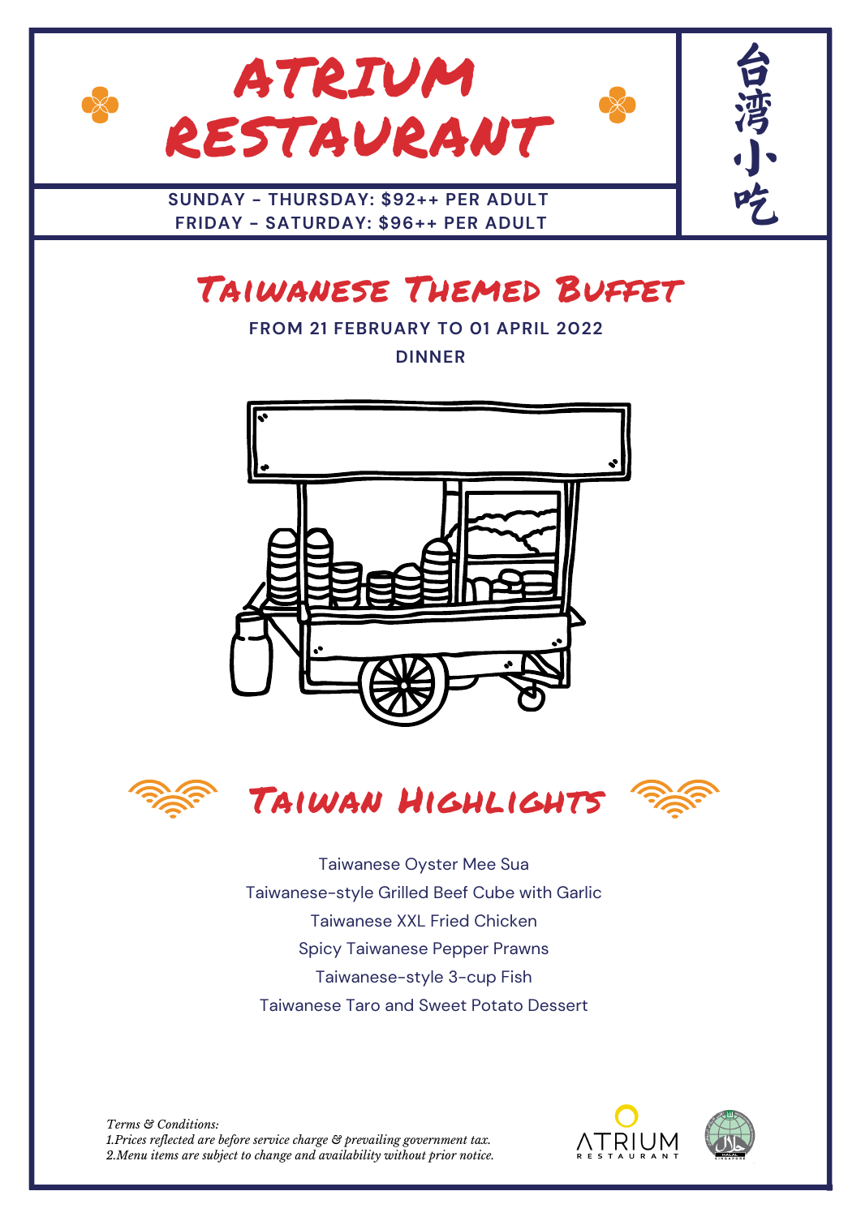# ATRIUM RESTAURANT

台湾小吃

**SUNDAY - THURSDAY: $92++ PER ADULT**
**FRIDAY - SATURDAY: $96++ PER ADULT**

## Taiwanese Themed Buffet

**FROM 21 FEBRUARY TO 01 APRIL 2022**

**DINNER**

## Taiwan Highlights

Taiwanese Oyster Mee Sua
Taiwanese-style Grilled Beef Cube with Garlic
Taiwanese XXL Fried Chicken
Spicy Taiwanese Pepper Prawns
Taiwanese-style 3-cup Fish
Taiwanese Taro and Sweet Potato Dessert

*Terms & Conditions:*
*1.Prices reflected are before service charge & prevailing government tax.*
*2.Menu items are subject to change and availability without prior notice.*

ATRIUM RESTAURANT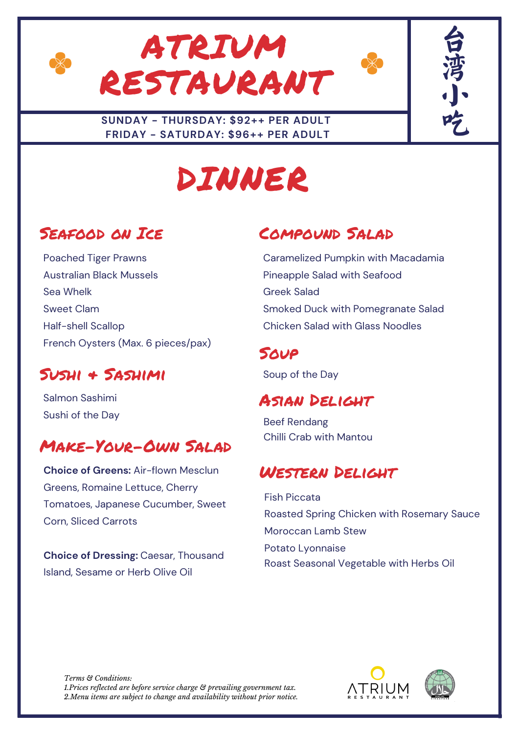# ATRIUM RESTAURANT

台湾小吃

**SUNDAY - THURSDAY: $92++ PER ADULT**
**FRIDAY - SATURDAY: $96++ PER ADULT**

# DINNER

## Seafood on Ice

Poached Tiger Prawns
Australian Black Mussels
Sea Whelk
Sweet Clam
Half-shell Scallop
French Oysters (Max. 6 pieces/pax)

## Sushi + Sashimi

Salmon Sashimi
Sushi of the Day

## Make-Your-Own Salad

**Choice of Greens:** Air-flown Mesclun Greens, Romaine Lettuce, Cherry Tomatoes, Japanese Cucumber, Sweet Corn, Sliced Carrots

**Choice of Dressing:** Caesar, Thousand Island, Sesame or Herb Olive Oil

## Compound Salad

Caramelized Pumpkin with Macadamia
Pineapple Salad with Seafood
Greek Salad
Smoked Duck with Pomegranate Salad
Chicken Salad with Glass Noodles

## Soup

Soup of the Day

## Asian Delight

Beef Rendang
Chilli Crab with Mantou

## Western Delight

Fish Piccata
Roasted Spring Chicken with Rosemary Sauce
Moroccan Lamb Stew
Potato Lyonnaise
Roast Seasonal Vegetable with Herbs Oil

*Terms & Conditions:*
*1.Prices reflected are before service charge & prevailing government tax.*
*2.Menu items are subject to change and availability without prior notice.*

ATRIUM RESTAURANT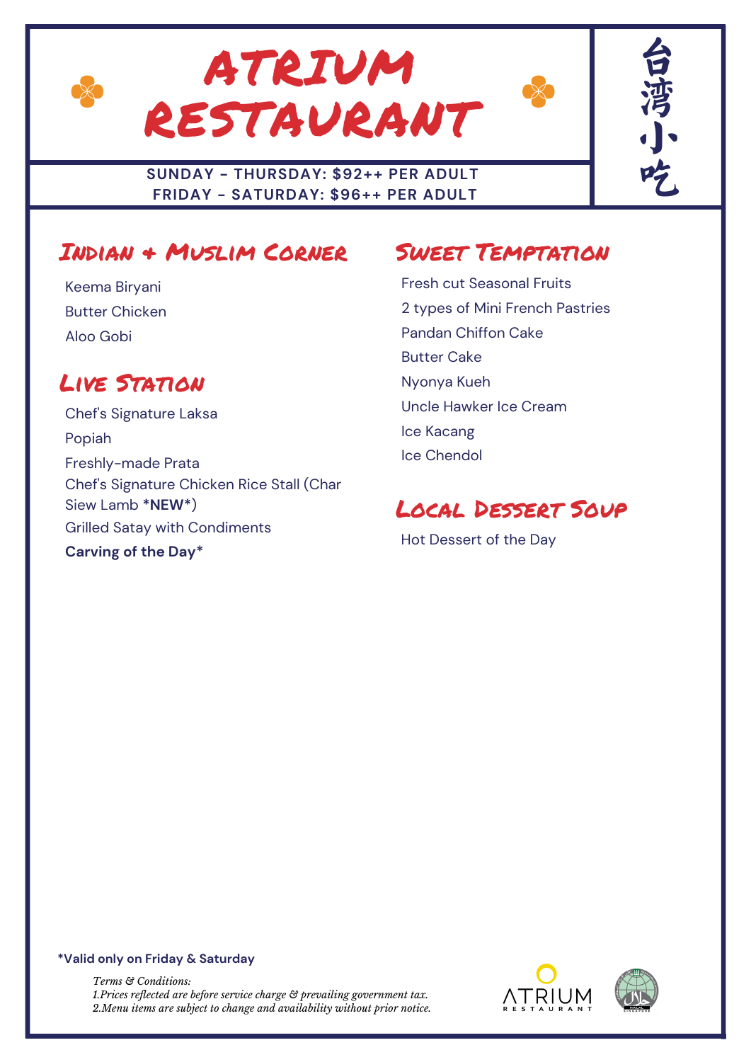# ATRIUM RESTAURANT

台湾小吃

**SUNDAY - THURSDAY: $92++ PER ADULT**
**FRIDAY - SATURDAY: $96++ PER ADULT**

## Indian & Muslim Corner

Keema Biryani
Butter Chicken
Aloo Gobi

## Live Station

Chef's Signature Laksa
Popiah
Freshly-made Prata
Chef's Signature Chicken Rice Stall (Char Siew Lamb **\*NEW\***)
Grilled Satay with Condiments
**Carving of the Day***

## Sweet Temptation

Fresh cut Seasonal Fruits
2 types of Mini French Pastries
Pandan Chiffon Cake
Butter Cake
Nyonya Kueh
Uncle Hawker Ice Cream
Ice Kacang
Ice Chendol

## Local Dessert Soup

Hot Dessert of the Day

**\*Valid only on Friday & Saturday**

*Terms & Conditions:*
*1.Prices reflected are before service charge & prevailing government tax.*
*2.Menu items are subject to change and availability without prior notice.*

ATRIUM RESTAURANT

HALAL SINGAPORE